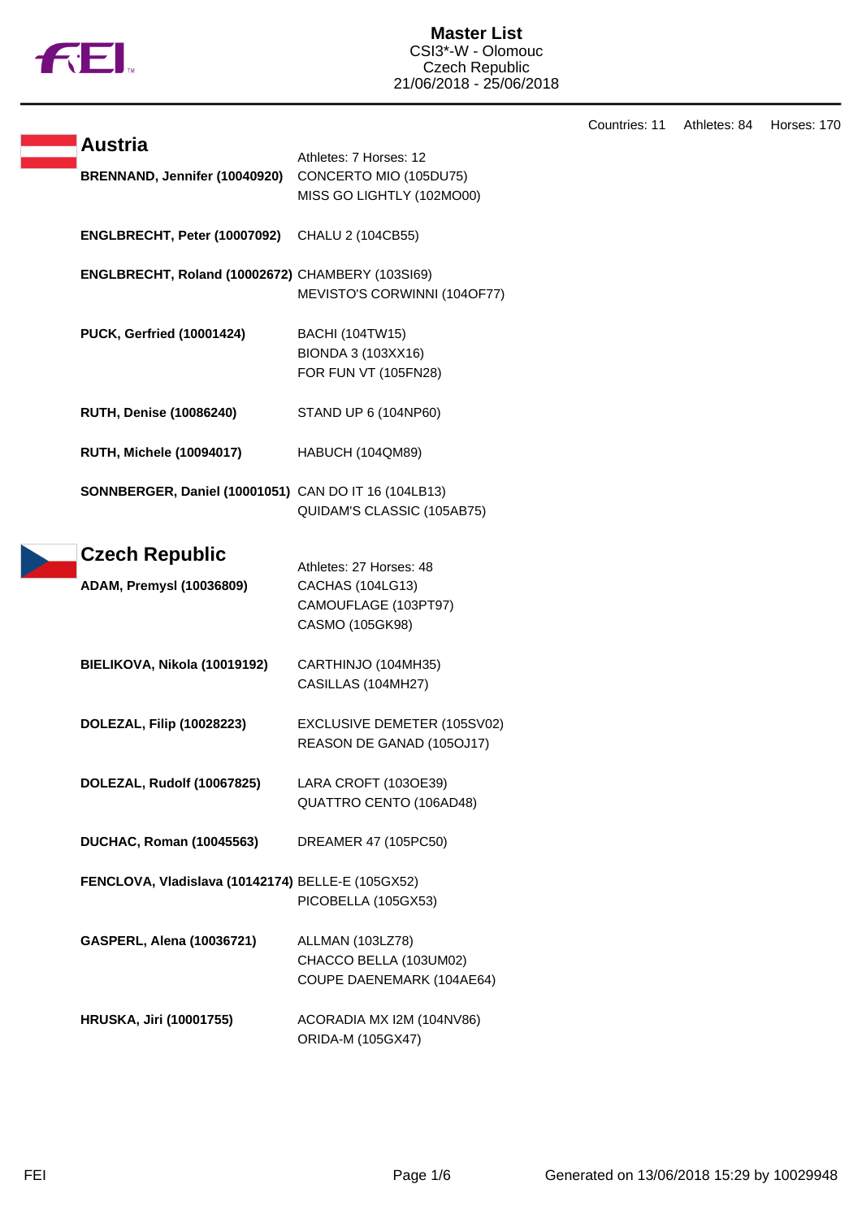# Master List

CSI3*-W - Olomouc
Czech Republic
21/06/2018 - 25/06/2018

Countries: 11 Athletes: 84 Horses: 170

## Austria

Athletes: 7 Horses: 12

| Athlete | Horses |
|---|---|
| **BRENNAND, Jennifer (10040920)** | CONCERTO MIO (105DU75)<br>MISS GO LIGHTLY (102MO00) |
| **ENGLBRECHT, Peter (10007092)** | CHALU 2 (104CB55) |
| **ENGLBRECHT, Roland (10002672)** | CHAMBERY (103SI69)<br>MEVISTO'S CORWINNI (104OF77) |
| **PUCK, Gerfried (10001424)** | BACHI (104TW15)<br>BIONDA 3 (103XX16)<br>FOR FUN VT (105FN28) |
| **RUTH, Denise (10086240)** | STAND UP 6 (104NP60) |
| **RUTH, Michele (10094017)** | HABUCH (104QM89) |
| **SONNBERGER, Daniel (10001051)** | CAN DO IT 16 (104LB13)<br>QUIDAM'S CLASSIC (105AB75) |

## Czech Republic

Athletes: 27 Horses: 48

| Athlete | Horses |
|---|---|
| **ADAM, Premysl (10036809)** | CACHAS (104LG13)<br>CAMOUFLAGE (103PT97)<br>CASMO (105GK98) |
| **BIELIKOVA, Nikola (10019192)** | CARTHINJO (104MH35)<br>CASILLAS (104MH27) |
| **DOLEZAL, Filip (10028223)** | EXCLUSIVE DEMETER (105SV02)<br>REASON DE GANAD (105OJ17) |
| **DOLEZAL, Rudolf (10067825)** | LARA CROFT (103OE39)<br>QUATTRO CENTO (106AD48) |
| **DUCHAC, Roman (10045563)** | DREAMER 47 (105PC50) |
| **FENCLOVA, Vladislava (10142174)** | BELLE-E (105GX52)<br>PICOBELLA (105GX53) |
| **GASPERL, Alena (10036721)** | ALLMAN (103LZ78)<br>CHACCO BELLA (103UM02)<br>COUPE DAENEMARK (104AE64) |
| **HRUSKA, Jiri (10001755)** | ACORADIA MX I2M (104NV86)<br>ORIDA-M (105GX47) |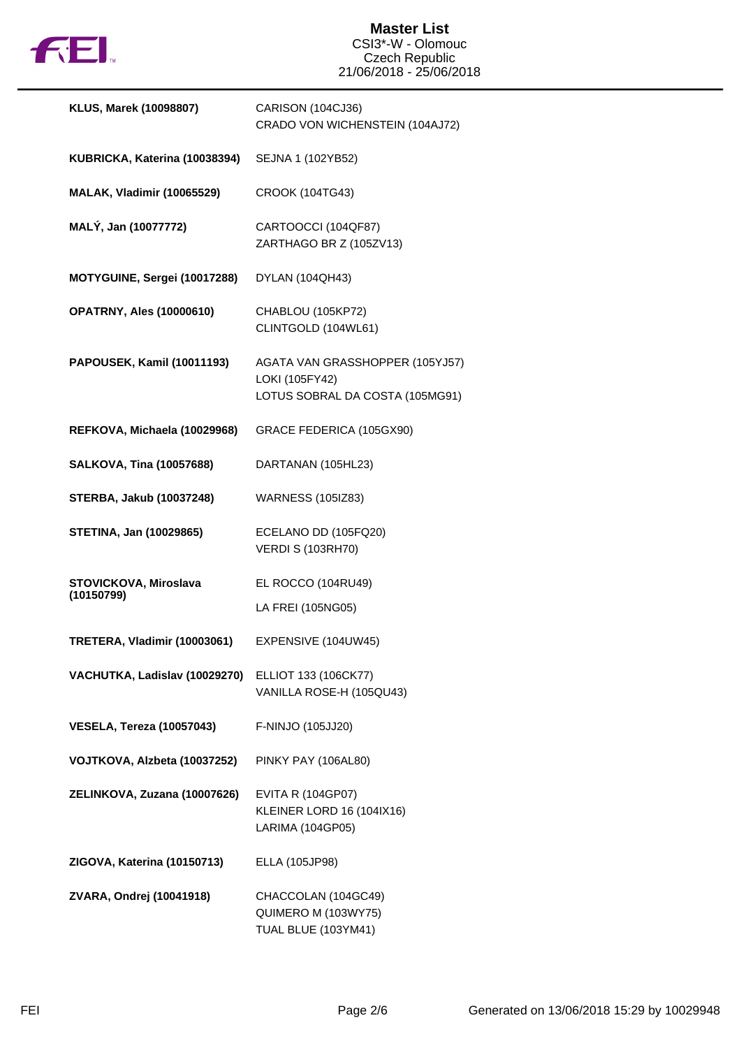| Rider | Horses |
|---|---|
| **KLUS, Marek (10098807)** | CARISON (104CJ36)<br>CRADO VON WICHENSTEIN (104AJ72) |
| **KUBRICKA, Katerina (10038394)** | SEJNA 1 (102YB52) |
| **MALAK, Vladimir (10065529)** | CROOK (104TG43) |
| **MALÝ, Jan (10077772)** | CARTOOCCI (104QF87)<br>ZARTHAGO BR Z (105ZV13) |
| **MOTYGUINE, Sergei (10017288)** | DYLAN (104QH43) |
| **OPATRNY, Ales (10000610)** | CHABLOU (105KP72)<br>CLINTGOLD (104WL61) |
| **PAPOUSEK, Kamil (10011193)** | AGATA VAN GRASSHOPPER (105YJ57)<br>LOKI (105FY42)<br>LOTUS SOBRAL DA COSTA (105MG91) |
| **REFKOVA, Michaela (10029968)** | GRACE FEDERICA (105GX90) |
| **SALKOVA, Tina (10057688)** | DARTANAN (105HL23) |
| **STERBA, Jakub (10037248)** | WARNESS (105IZ83) |
| **STETINA, Jan (10029865)** | ECELANO DD (105FQ20)<br>VERDI S (103RH70) |
| **STOVICKOVA, Miroslava (10150799)** | EL ROCCO (104RU49)<br>LA FREI (105NG05) |
| **TRETERA, Vladimir (10003061)** | EXPENSIVE (104UW45) |
| **VACHUTKA, Ladislav (10029270)** | ELLIOT 133 (106CK77)<br>VANILLA ROSE-H (105QU43) |
| **VESELA, Tereza (10057043)** | F-NINJO (105JJ20) |
| **VOJTKOVA, Alzbeta (10037252)** | PINKY PAY (106AL80) |
| **ZELINKOVA, Zuzana (10007626)** | EVITA R (104GP07)<br>KLEINER LORD 16 (104IX16)<br>LARIMA (104GP05) |
| **ZIGOVA, Katerina (10150713)** | ELLA (105JP98) |
| **ZVARA, Ondrej (10041918)** | CHACCOLAN (104GC49)<br>QUIMERO M (103WY75)<br>TUAL BLUE (103YM41) |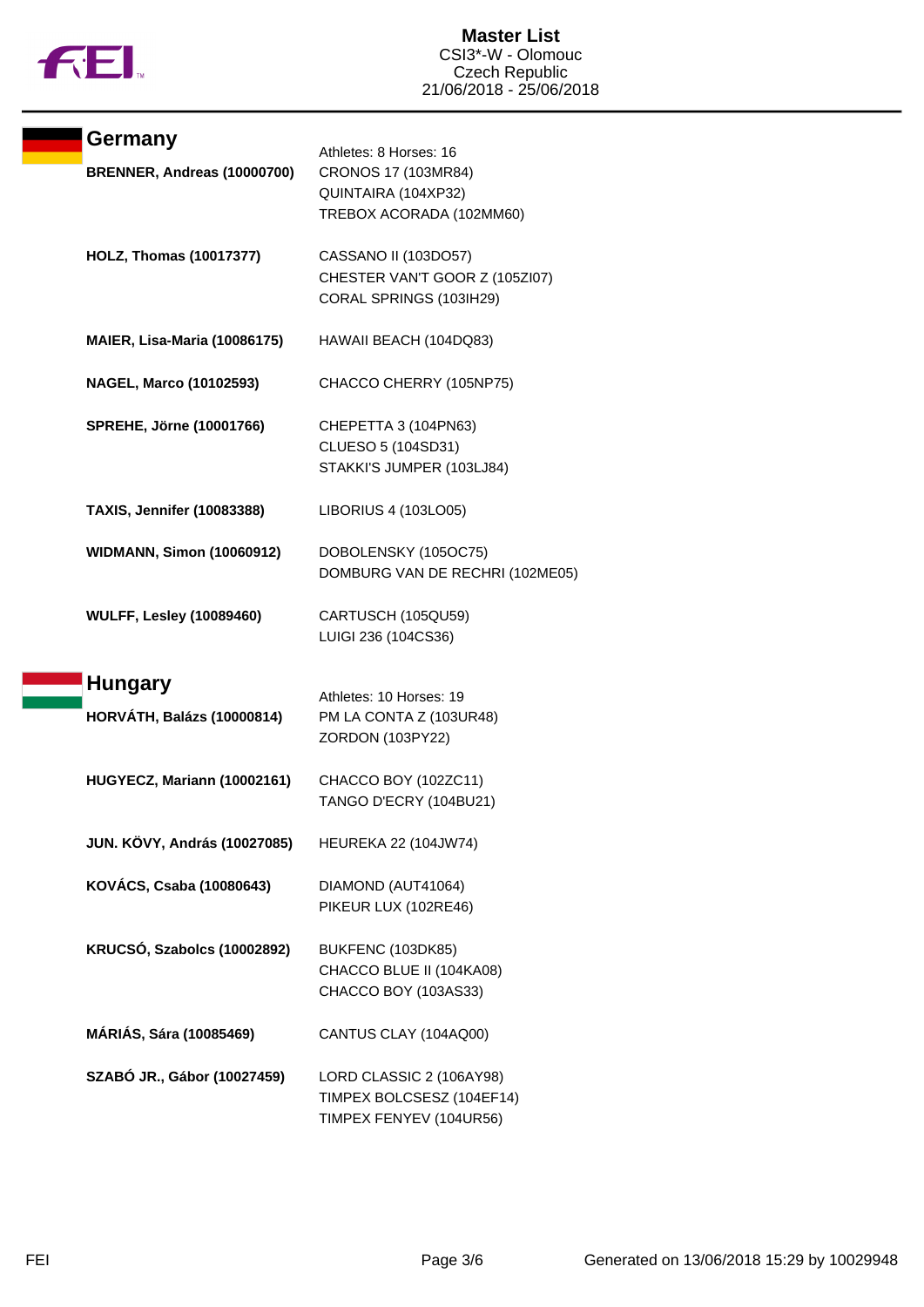**Master List**
CSI3*-W - Olomouc
Czech Republic
21/06/2018 - 25/06/2018

## Germany

Athletes: 8 Horses: 16

| Athlete | Horses |
|---|---|
| **BRENNER, Andreas (10000700)** | CRONOS 17 (103MR84)<br>QUINTAIRA (104XP32)<br>TREBOX ACORADA (102MM60) |
| **HOLZ, Thomas (10017377)** | CASSANO II (103DO57)<br>CHESTER VAN'T GOOR Z (105ZI07)<br>CORAL SPRINGS (103IH29) |
| **MAIER, Lisa-Maria (10086175)** | HAWAII BEACH (104DQ83) |
| **NAGEL, Marco (10102593)** | CHACCO CHERRY (105NP75) |
| **SPREHE, Jörne (10001766)** | CHEPETTA 3 (104PN63)<br>CLUESO 5 (104SD31)<br>STAKKI'S JUMPER (103LJ84) |
| **TAXIS, Jennifer (10083388)** | LIBORIUS 4 (103LO05) |
| **WIDMANN, Simon (10060912)** | DOBOLENSKY (105OC75)<br>DOMBURG VAN DE RECHRI (102ME05) |
| **WULFF, Lesley (10089460)** | CARTUSCH (105QU59)<br>LUIGI 236 (104CS36) |

## Hungary

Athletes: 10 Horses: 19

| Athlete | Horses |
|---|---|
| **HORVÁTH, Balázs (10000814)** | PM LA CONTA Z (103UR48)<br>ZORDON (103PY22) |
| **HUGYECZ, Mariann (10002161)** | CHACCO BOY (102ZC11)<br>TANGO D'ECRY (104BU21) |
| **JUN. KÖVY, András (10027085)** | HEUREKA 22 (104JW74) |
| **KOVÁCS, Csaba (10080643)** | DIAMOND (AUT41064)<br>PIKEUR LUX (102RE46) |
| **KRUCSÓ, Szabolcs (10002892)** | BUKFENC (103DK85)<br>CHACCO BLUE II (104KA08)<br>CHACCO BOY (103AS33) |
| **MÁRIÁS, Sára (10085469)** | CANTUS CLAY (104AQ00) |
| **SZABÓ JR., Gábor (10027459)** | LORD CLASSIC 2 (106AY98)<br>TIMPEX BOLCSESZ (104EF14)<br>TIMPEX FENYEV (104UR56) |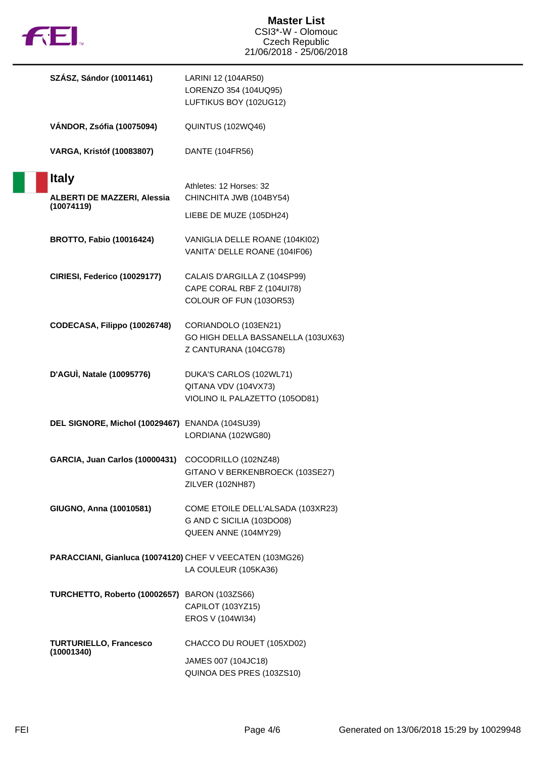| Athlete | Horses |
|---|---|
| **SZÁSZ, Sándor (10011461)** | LARINI 12 (104AR50)<br>LORENZO 354 (104UQ95)<br>LUFTIKUS BOY (102UG12) |
| **VÁNDOR, Zsófia (10075094)** | QUINTUS (102WQ46) |
| **VARGA, Kristóf (10083807)** | DANTE (104FR56) |

## Italy

Athletes: 12 Horses: 32

| Athlete | Horses |
|---|---|
| **ALBERTI DE MAZZERI, Alessia (10074119)** | CHINCHITA JWB (104BY54)<br>LIEBE DE MUZE (105DH24) |
| **BROTTO, Fabio (10016424)** | VANIGLIA DELLE ROANE (104KI02)<br>VANITA' DELLE ROANE (104IF06) |
| **CIRIESI, Federico (10029177)** | CALAIS D'ARGILLA Z (104SP99)<br>CAPE CORAL RBF Z (104UI78)<br>COLOUR OF FUN (103OR53) |
| **CODECASA, Filippo (10026748)** | CORIANDOLO (103EN21)<br>GO HIGH DELLA BASSANELLA (103UX63)<br>Z CANTURANA (104CG78) |
| **D'AGUÌ, Natale (10095776)** | DUKA'S CARLOS (102WL71)<br>QITANA VDV (104VX73)<br>VIOLINO IL PALAZETTO (105OD81) |
| **DEL SIGNORE, Michol (10029467)** | ENANDA (104SU39)<br>LORDIANA (102WG80) |
| **GARCIA, Juan Carlos (10000431)** | COCODRILLO (102NZ48)<br>GITANO V BERKENBROECK (103SE27)<br>ZILVER (102NH87) |
| **GIUGNO, Anna (10010581)** | COME ETOILE DELL'ALSADA (103XR23)<br>G AND C SICILIA (103DO08)<br>QUEEN ANNE (104MY29) |
| **PARACCIANI, Gianluca (10074120)** | CHEF V VEECATEN (103MG26)<br>LA COULEUR (105KA36) |
| **TURCHETTO, Roberto (10002657)** | BARON (103ZS66)<br>CAPILOT (103YZ15)<br>EROS V (104WI34) |
| **TURTURIELLO, Francesco (10001340)** | CHACCO DU ROUET (105XD02)<br>JAMES 007 (104JC18)<br>QUINOA DES PRES (103ZS10) |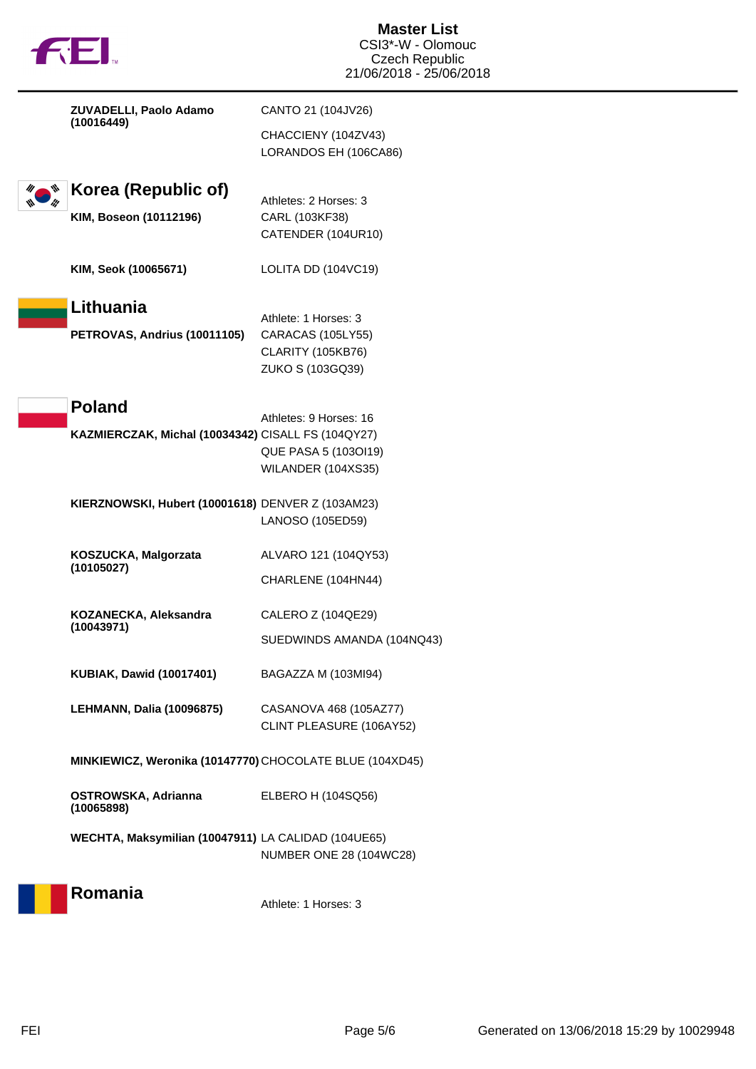**ZUVADELLI, Paolo Adamo (10016449)**

CANTO 21 (104JV26)
CHACCIENY (104ZV43)
LORANDOS EH (106CA86)

## Korea (Republic of)

Athletes: 2 Horses: 3

**KIM, Boseon (10112196)**

CARL (103KF38)
CATENDER (104UR10)

**KIM, Seok (10065671)**

LOLITA DD (104VC19)

## Lithuania

Athlete: 1 Horses: 3

**PETROVAS, Andrius (10011105)**

CARACAS (105LY55)
CLARITY (105KB76)
ZUKO S (103GQ39)

## Poland

Athletes: 9 Horses: 16

**KAZMIERCZAK, Michal (10034342)**

CISALL FS (104QY27)
QUE PASA 5 (103OI19)
WILANDER (104XS35)

**KIERZNOWSKI, Hubert (10001618)**

DENVER Z (103AM23)
LANOSO (105ED59)

**KOSZUCKA, Malgorzata (10105027)**

ALVARO 121 (104QY53)
CHARLENE (104HN44)

**KOZANECKA, Aleksandra (10043971)**

CALERO Z (104QE29)
SUEDWINDS AMANDA (104NQ43)

**KUBIAK, Dawid (10017401)**

BAGAZZA M (103MI94)

**LEHMANN, Dalia (10096875)**

CASANOVA 468 (105AZ77)
CLINT PLEASURE (106AY52)

**MINKIEWICZ, Weronika (10147770)**

CHOCOLATE BLUE (104XD45)

**OSTROWSKA, Adrianna (10065898)**

ELBERO H (104SQ56)

**WECHTA, Maksymilian (10047911)**

LA CALIDAD (104UE65)
NUMBER ONE 28 (104WC28)

## Romania

Athlete: 1 Horses: 3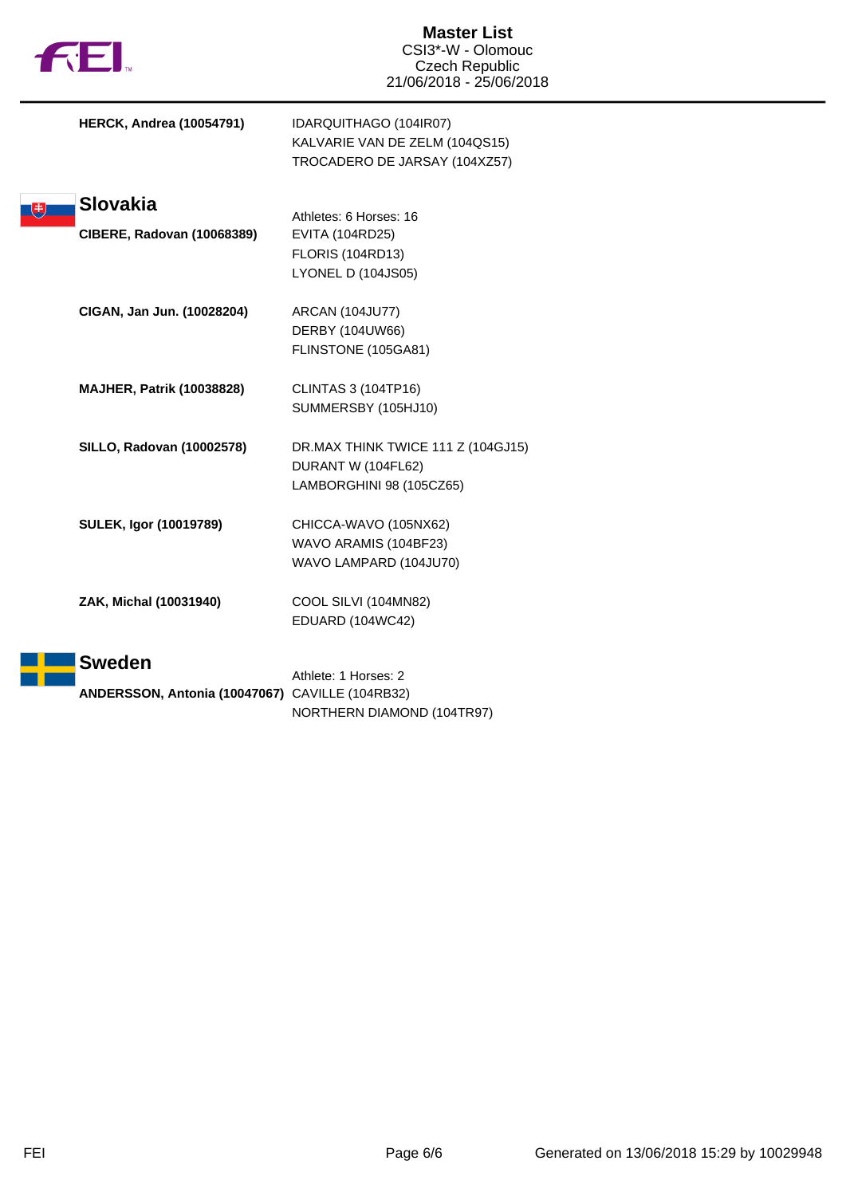**HERCK, Andrea (10054791)**
IDARQUITHAGO (104IR07)
KALVARIE VAN DE ZELM (104QS15)
TROCADERO DE JARSAY (104XZ57)

## Slovakia

Athletes: 6 Horses: 16

**CIBERE, Radovan (10068389)**
EVITA (104RD25)
FLORIS (104RD13)
LYONEL D (104JS05)

**CIGAN, Jan Jun. (10028204)**
ARCAN (104JU77)
DERBY (104UW66)
FLINSTONE (105GA81)

**MAJHER, Patrik (10038828)**
CLINTAS 3 (104TP16)
SUMMERSBY (105HJ10)

**SILLO, Radovan (10002578)**
DR.MAX THINK TWICE 111 Z (104GJ15)
DURANT W (104FL62)
LAMBORGHINI 98 (105CZ65)

**SULEK, Igor (10019789)**
CHICCA-WAVO (105NX62)
WAVO ARAMIS (104BF23)
WAVO LAMPARD (104JU70)

**ZAK, Michal (10031940)**
COOL SILVI (104MN82)
EDUARD (104WC42)

## Sweden

Athlete: 1 Horses: 2

**ANDERSSON, Antonia (10047067)**
CAVILLE (104RB32)
NORTHERN DIAMOND (104TR97)